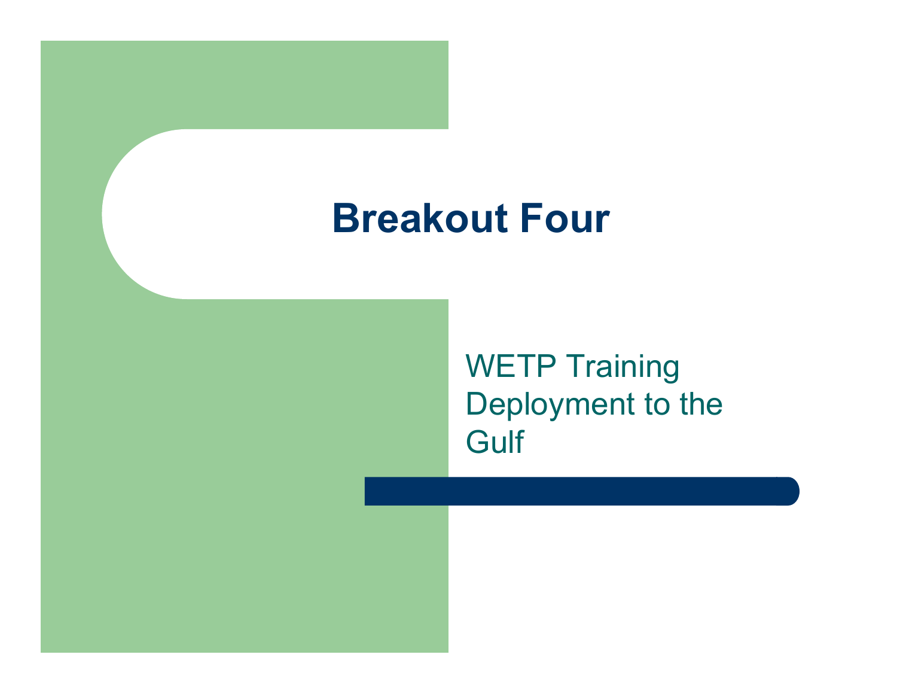# Breakout Four

WETP Training Deployment to the Gulf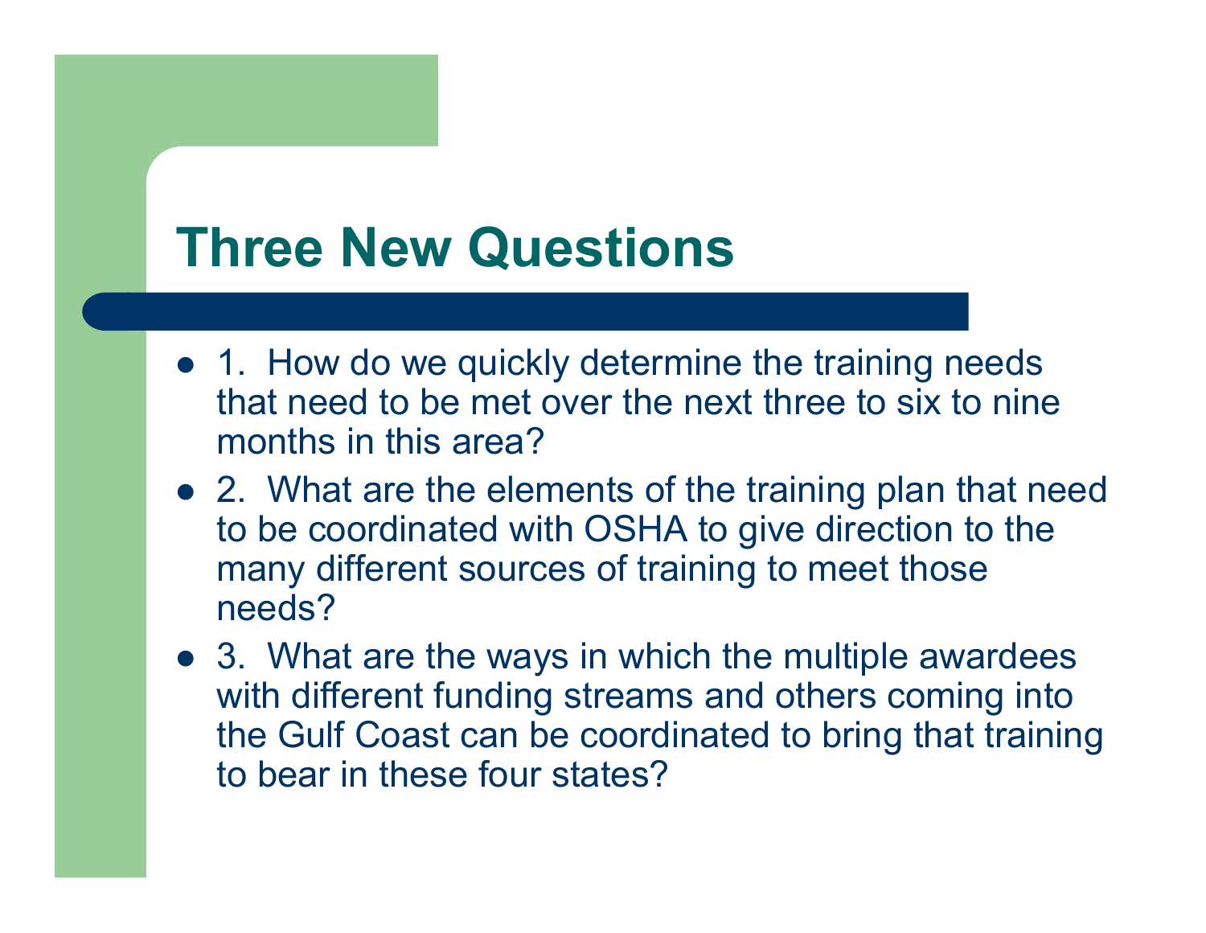# Three New Questions

- 1. How do we quickly determine the training needs that need to be met over the next three to six to nine months in this area?
- 2. What are the elements of the training plan that need to be coordinated with OSHA to give direction to the many different sources of training to meet those needs?
- 3. What are the ways in which the multiple awardees with different funding streams and others coming into the Gulf Coast can be coordinated to bring that training to bear in these four states?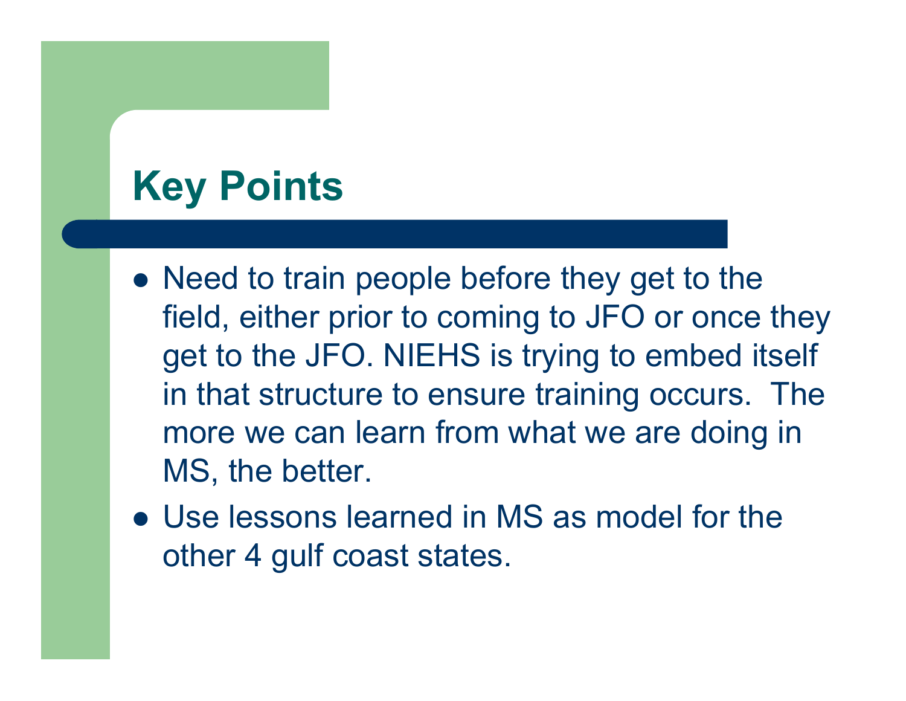# Key Points

- Need to train people before they get to the field, either prior to coming to JFO or once they get to the JFO. NIEHS is trying to embed itself in that structure to ensure training occurs. The more we can learn from what we are doing in MS, the better.
- Use lessons learned in MS as model for the other 4 gulf coast states.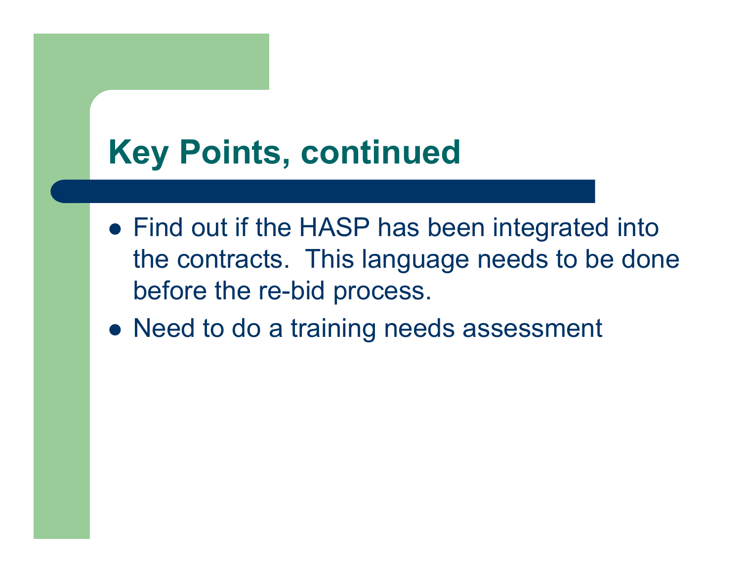# Key Points, continued

- Find out if the HASP has been integrated into the contracts.  This language needs to be done before the re-bid process.
- Need to do a training needs assessment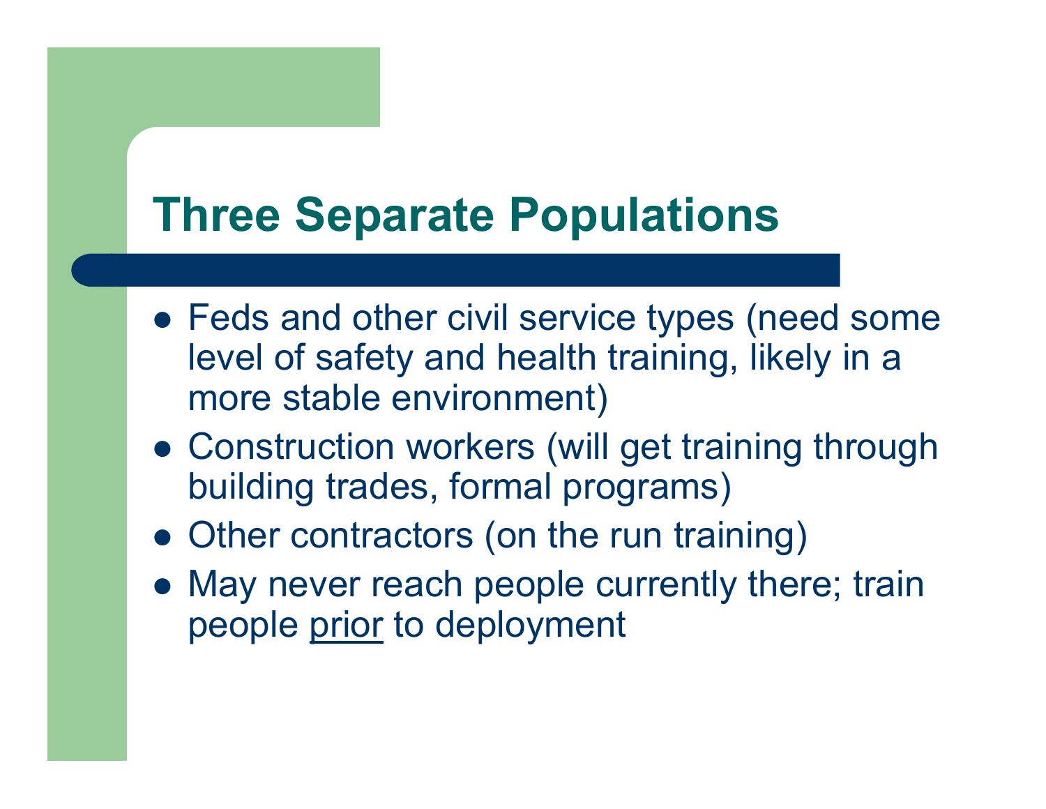# Three Separate Populations

- Feds and other civil service types (need some level of safety and health training, likely in a more stable environment)
- Construction workers (will get training through building trades, formal programs)
- Other contractors (on the run training)
- May never reach people currently there; train people <u>prior</u> to deployment